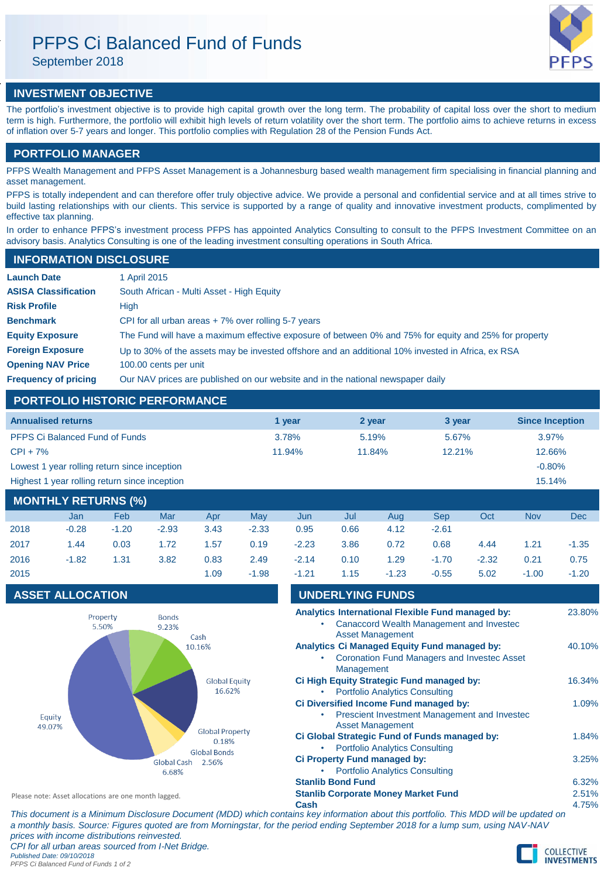# PFPS Ci Balanced Fund of Funds

September 2018

## INVESTMENT OBJECTIVE

The portfolio's investment objective is to provide high capital growth over the long term. The probability of capital loss over the short to medium term is high. Furthermore, the portfolio will exhibit high levels of return volatility over the short term. The portfolio aims to achieve returns in excess of inflation over 5-7 years and longer. This portfolio complies with Regulation 28 of the Pension Funds Act.

## PORTFOLIO MANAGER

PFPS Wealth Management and PFPS Asset Management is a Johannesburg based wealth management firm specialising in financial planning and asset management.

PFPS is totally independent and can therefore offer truly objective advice. We provide a personal and confidential service and at all times strive to build lasting relationships with our clients. This service is supported by a range of quality and innovative investment products, complimented by effective tax planning.

In order to enhance PFPS's investment process PFPS has appointed Analytics Consulting to consult to the PFPS Investment Committee on an advisory basis. Analytics Consulting is one of the leading investment consulting operations in South Africa.

## INFORMATION DISCLOSURE

| | |
|---|---|
| **Launch Date** | 1 April 2015 |
| **ASISA Classification** | South African - Multi Asset - High Equity |
| **Risk Profile** | High |
| **Benchmark** | CPI for all urban areas + 7% over rolling 5-7 years |
| **Equity Exposure** | The Fund will have a maximum effective exposure of between 0% and 75% for equity and 25% for property |
| **Foreign Exposure** | Up to 30% of the assets may be invested offshore and an additional 10% invested in Africa, ex RSA |
| **Opening NAV Price** | 100.00 cents per unit |
| **Frequency of pricing** | Our NAV prices are published on our website and in the national newspaper daily |

## PORTFOLIO HISTORIC PERFORMANCE

| Annualised returns | 1 year | 2 year | 3 year | Since Inception |
|---|---|---|---|---|
| PFPS Ci Balanced Fund of Funds | 3.78% | 5.19% | 5.67% | 3.97% |
| CPI + 7% | 11.94% | 11.84% | 12.21% | 12.66% |
| Lowest 1 year rolling return since inception | | | | -0.80% |
| Highest 1 year rolling return since inception | | | | 15.14% |

## MONTHLY RETURNS (%)

| | Jan | Feb | Mar | Apr | May | Jun | Jul | Aug | Sep | Oct | Nov | Dec |
|---|---|---|---|---|---|---|---|---|---|---|---|---|
| 2018 | -0.28 | -1.20 | -2.93 | 3.43 | -2.33 | 0.95 | 0.66 | 4.12 | -2.61 | | | |
| 2017 | 1.44 | 0.03 | 1.72 | 1.57 | 0.19 | -2.23 | 3.86 | 0.72 | 0.68 | 4.44 | 1.21 | -1.35 |
| 2016 | -1.82 | 1.31 | 3.82 | 0.83 | 2.49 | -2.14 | 0.10 | 1.29 | -1.70 | -2.32 | 0.21 | 0.75 |
| 2015 | | | | 1.09 | -1.98 | -1.21 | 1.15 | -1.23 | -0.55 | 5.02 | -1.00 | -1.20 |

## ASSET ALLOCATION

| Asset | Allocation |
|---|---|
| Equity | 49.07% |
| Property | 5.50% |
| Bonds | 9.23% |
| Cash | 10.16% |
| Global Equity | 16.62% |
| Global Property | 0.18% |
| Global Bonds | 2.56% |
| Global Cash | 6.68% |

Please note: Asset allocations are one month lagged.

## UNDERLYING FUNDS

| Fund | Weight |
|---|---|
| **Analytics International Flexible Fund managed by:** Canaccord Wealth Management and Investec Asset Management | 23.80% |
| **Analytics Ci Managed Equity Fund managed by:** Coronation Fund Managers and Investec Asset Management | 40.10% |
| **Ci High Equity Strategic Fund managed by:** Portfolio Analytics Consulting | 16.34% |
| **Ci Diversified Income Fund managed by:** Prescient Investment Management and Investec Asset Management | 1.09% |
| **Ci Global Strategic Fund of Funds managed by:** Portfolio Analytics Consulting | 1.84% |
| **Ci Property Fund managed by:** Portfolio Analytics Consulting | 3.25% |
| **Stanlib Bond Fund** | 6.32% |
| **Stanlib Corporate Money Market Fund** | 2.51% |
| **Cash** | 4.75% |

*This document is a Minimum Disclosure Document (MDD) which contains key information about this portfolio. This MDD will be updated on a monthly basis. Source: Figures quoted are from Morningstar, for the period ending September 2018 for a lump sum, using NAV-NAV prices with income distributions reinvested.*

*CPI for all urban areas sourced from I-Net Bridge.*

*Published Date: 09/10/2018*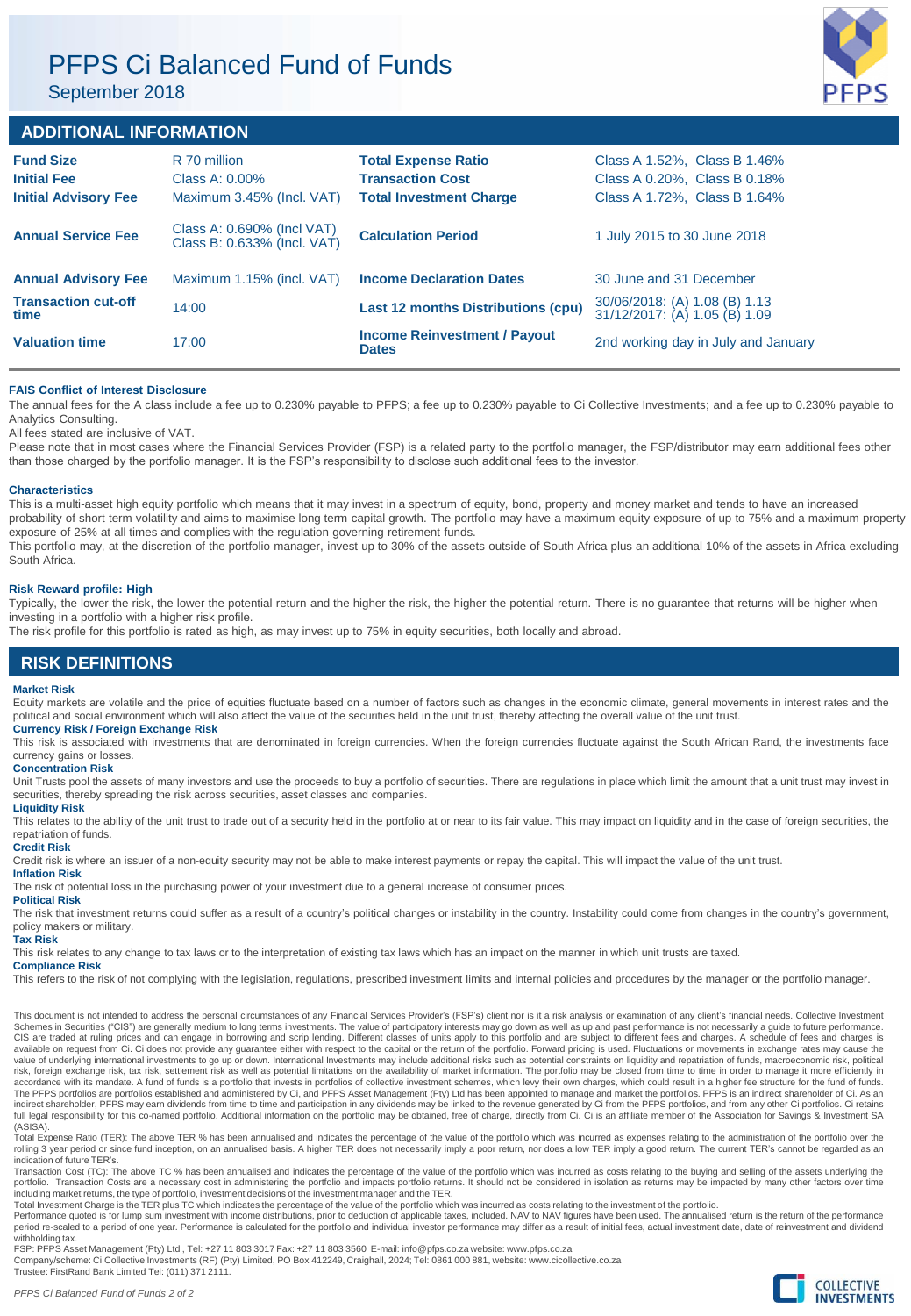# PFPS Ci Balanced Fund of Funds

September 2018

## ADDITIONAL INFORMATION

| | | | |
|---|---|---|---|
| **Fund Size** | R 70 million | **Total Expense Ratio** | Class A 1.52%, Class B 1.46% |
| **Initial Fee** | Class A: 0.00% | **Transaction Cost** | Class A 0.20%, Class B 0.18% |
| **Initial Advisory Fee** | Maximum 3.45% (Incl. VAT) | **Total Investment Charge** | Class A 1.72%, Class B 1.64% |
| **Annual Service Fee** | Class A: 0.690% (Incl VAT) Class B: 0.633% (Incl. VAT) | **Calculation Period** | 1 July 2015 to 30 June 2018 |
| **Annual Advisory Fee** | Maximum 1.15% (incl. VAT) | **Income Declaration Dates** | 30 June and 31 December |
| **Transaction cut-off time** | 14:00 | **Last 12 months Distributions (cpu)** | 30/06/2018: (A) 1.08 (B) 1.13 31/12/2017: (A) 1.05 (B) 1.09 |
| **Valuation time** | 17:00 | **Income Reinvestment / Payout Dates** | 2nd working day in July and January |

**FAIS Conflict of Interest Disclosure**

The annual fees for the A class include a fee up to 0.230% payable to PFPS; a fee up to 0.230% payable to Ci Collective Investments; and a fee up to 0.230% payable to Analytics Consulting.

All fees stated are inclusive of VAT.

Please note that in most cases where the Financial Services Provider (FSP) is a related party to the portfolio manager, the FSP/distributor may earn additional fees other than those charged by the portfolio manager. It is the FSP's responsibility to disclose such additional fees to the investor.

**Characteristics**

This is a multi-asset high equity portfolio which means that it may invest in a spectrum of equity, bond, property and money market and tends to have an increased probability of short term volatility and aims to maximise long term capital growth. The portfolio may have a maximum equity exposure of up to 75% and a maximum property exposure of 25% at all times and complies with the regulation governing retirement funds.

This portfolio may, at the discretion of the portfolio manager, invest up to 30% of the assets outside of South Africa plus an additional 10% of the assets in Africa excluding South Africa.

**Risk Reward profile: High**

Typically, the lower the risk, the lower the potential return and the higher the risk, the higher the potential return. There is no guarantee that returns will be higher when investing in a portfolio with a higher risk profile.

The risk profile for this portfolio is rated as high, as may invest up to 75% in equity securities, both locally and abroad.

## RISK DEFINITIONS

**Market Risk**

Equity markets are volatile and the price of equities fluctuate based on a number of factors such as changes in the economic climate, general movements in interest rates and the political and social environment which will also affect the value of the securities held in the unit trust, thereby affecting the overall value of the unit trust.

**Currency Risk / Foreign Exchange Risk**

This risk is associated with investments that are denominated in foreign currencies. When the foreign currencies fluctuate against the South African Rand, the investments face currency gains or losses.

**Concentration Risk**

Unit Trusts pool the assets of many investors and use the proceeds to buy a portfolio of securities. There are regulations in place which limit the amount that a unit trust may invest in securities, thereby spreading the risk across securities, asset classes and companies.

**Liquidity Risk**

This relates to the ability of the unit trust to trade out of a security held in the portfolio at or near to its fair value. This may impact on liquidity and in the case of foreign securities, the repatriation of funds.

**Credit Risk**

Credit risk is where an issuer of a non-equity security may not be able to make interest payments or repay the capital. This will impact the value of the unit trust.

**Inflation Risk**

The risk of potential loss in the purchasing power of your investment due to a general increase of consumer prices.

**Political Risk**

The risk that investment returns could suffer as a result of a country's political changes or instability in the country. Instability could come from changes in the country's government, policy makers or military.

**Tax Risk**

This risk relates to any change to tax laws or to the interpretation of existing tax laws which has an impact on the manner in which unit trusts are taxed.

**Compliance Risk**

This refers to the risk of not complying with the legislation, regulations, prescribed investment limits and internal policies and procedures by the manager or the portfolio manager.

This document is not intended to address the personal circumstances of any Financial Services Provider's (FSP's) client nor is it a risk analysis or examination of any client's financial needs. Collective Investment Schemes in Securities ("CIS") are generally medium to long terms investments. The value of participatory interests may go down as well as up and past performance is not necessarily a guide to future performance. CIS are traded at ruling prices and can engage in borrowing and scrip lending. Different classes of units apply to this portfolio and are subject to different fees and charges. A schedule of fees and charges is available on request from Ci. Ci does not provide any guarantee either with respect to the capital or the return of the portfolio. Forward pricing is used. Fluctuations or movements in exchange rates may cause the value of underlying international investments to go up or down. International Investments may include additional risks such as potential constraints on liquidity and repatriation of funds, macroeconomic risk, political risk, foreign exchange risk, tax risk, settlement risk as well as potential limitations on the availability of market information. The portfolio may be closed from time to time in order to manage it more efficiently in accordance with its mandate. A fund of funds is a portfolio that invests in portfolios of collective investment schemes, which levy their own charges, which could result in a higher fee structure for the fund of funds. The PFPS portfolios are portfolios established and administered by Ci, and PFPS Asset Management (Pty) Ltd has been appointed to manage and market the portfolios. PFPS is an indirect shareholder of Ci. As an indirect shareholder, PFPS may earn dividends from time to time and participation in any dividends may be linked to the revenue generated by Ci from the PFPS portfolios, and from any other Ci portfolios. Ci retains full legal responsibility for this co-named portfolio. Additional information on the portfolio may be obtained, free of charge, directly from Ci. Ci is an affiliate member of the Association for Savings & Investment SA (ASISA).

Total Expense Ratio (TER): The above TER % has been annualised and indicates the percentage of the value of the portfolio which was incurred as expenses relating to the administration of the portfolio over the rolling 3 year period or since fund inception, on an annualised basis. A higher TER does not necessarily imply a poor return, nor does a low TER imply a good return. The current TER's cannot be regarded as an indication of future TER's.

Transaction Cost (TC): The above TC % has been annualised and indicates the percentage of the value of the portfolio which was incurred as costs relating to the buying and selling of the assets underlying the portfolio. Transaction Costs are a necessary cost in administering the portfolio and impacts portfolio returns. It should not be considered in isolation as returns may be impacted by many other factors over time including market returns, the type of portfolio, investment decisions of the investment manager and the TER.

Total Investment Charge is the TER plus TC which indicates the percentage of the value of the portfolio which was incurred as costs relating to the investment of the portfolio.

Performance quoted is for lump sum investment with income distributions, prior to deduction of applicable taxes, included. NAV to NAV figures have been used. The annualised return is the return of the performance period re-scaled to a period of one year. Performance is calculated for the portfolio and individual investor performance may differ as a result of initial fees, actual investment date, date of reinvestment and dividend withholding tax.

FSP: PFPS Asset Management (Pty) Ltd , Tel: +27 11 803 3017 Fax: +27 11 803 3560 E-mail: info@pfps.co.za website: www.pfps.co.za

Company/scheme: Ci Collective Investments (RF) (Pty) Limited, PO Box 412249, Craighall, 2024; Tel: 0861 000 881, website: www.cicollective.co.za

Trustee: FirstRand Bank Limited Tel: (011) 371 2111.